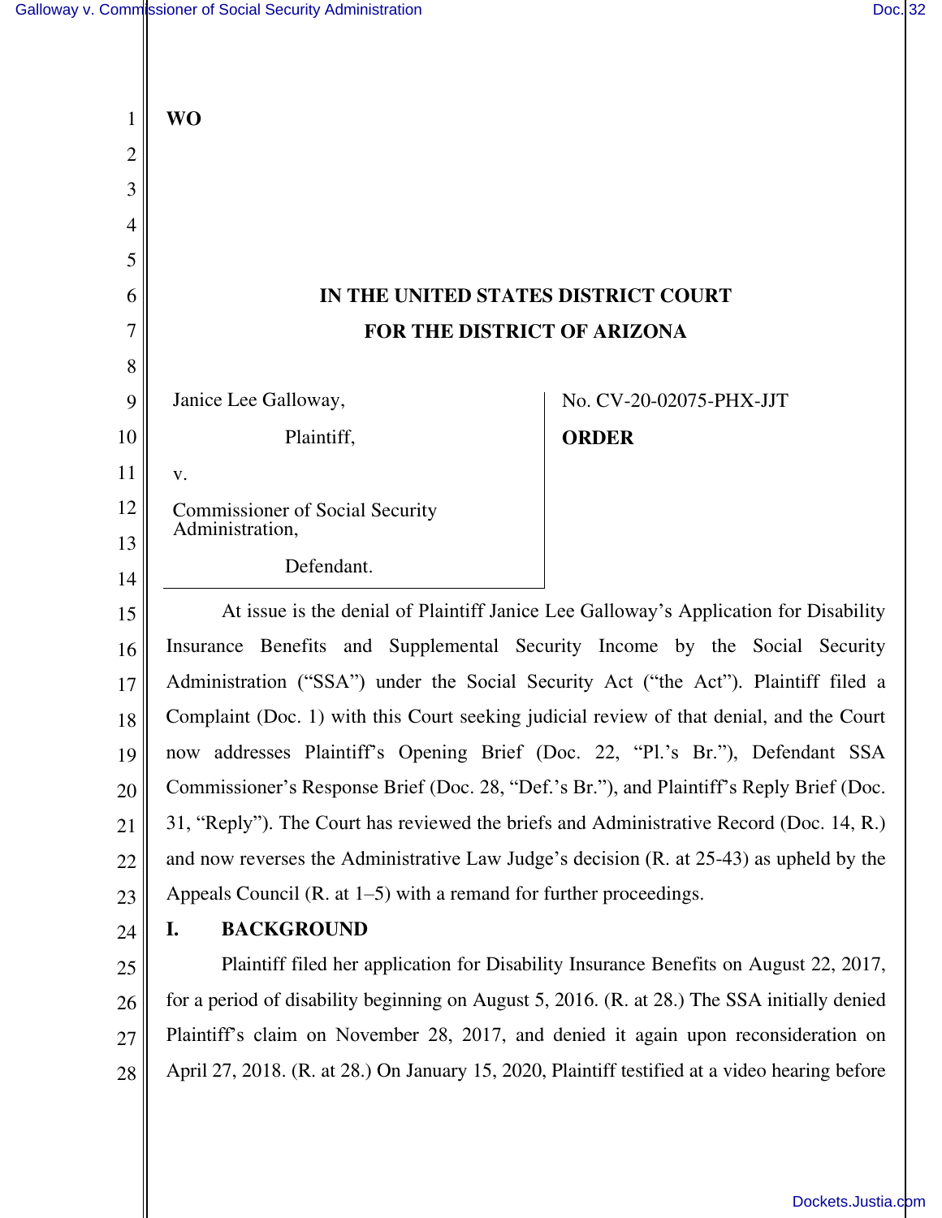**WO**

**IN THE UNITED STATES DISTRICT COURT**
**FOR THE DISTRICT OF ARIZONA**

Janice Lee Galloway,

Plaintiff,

v.

Commissioner of Social Security Administration,

Defendant.

No. CV-20-02075-PHX-JJT

**ORDER**

At issue is the denial of Plaintiff Janice Lee Galloway's Application for Disability Insurance Benefits and Supplemental Security Income by the Social Security Administration ("SSA") under the Social Security Act ("the Act"). Plaintiff filed a Complaint (Doc. 1) with this Court seeking judicial review of that denial, and the Court now addresses Plaintiff's Opening Brief (Doc. 22, "Pl.'s Br."), Defendant SSA Commissioner's Response Brief (Doc. 28, "Def.'s Br."), and Plaintiff's Reply Brief (Doc. 31, "Reply"). The Court has reviewed the briefs and Administrative Record (Doc. 14, R.) and now reverses the Administrative Law Judge's decision (R. at 25-43) as upheld by the Appeals Council (R. at 1–5) with a remand for further proceedings.

## I. BACKGROUND

Plaintiff filed her application for Disability Insurance Benefits on August 22, 2017, for a period of disability beginning on August 5, 2016. (R. at 28.) The SSA initially denied Plaintiff's claim on November 28, 2017, and denied it again upon reconsideration on April 27, 2018. (R. at 28.) On January 15, 2020, Plaintiff testified at a video hearing before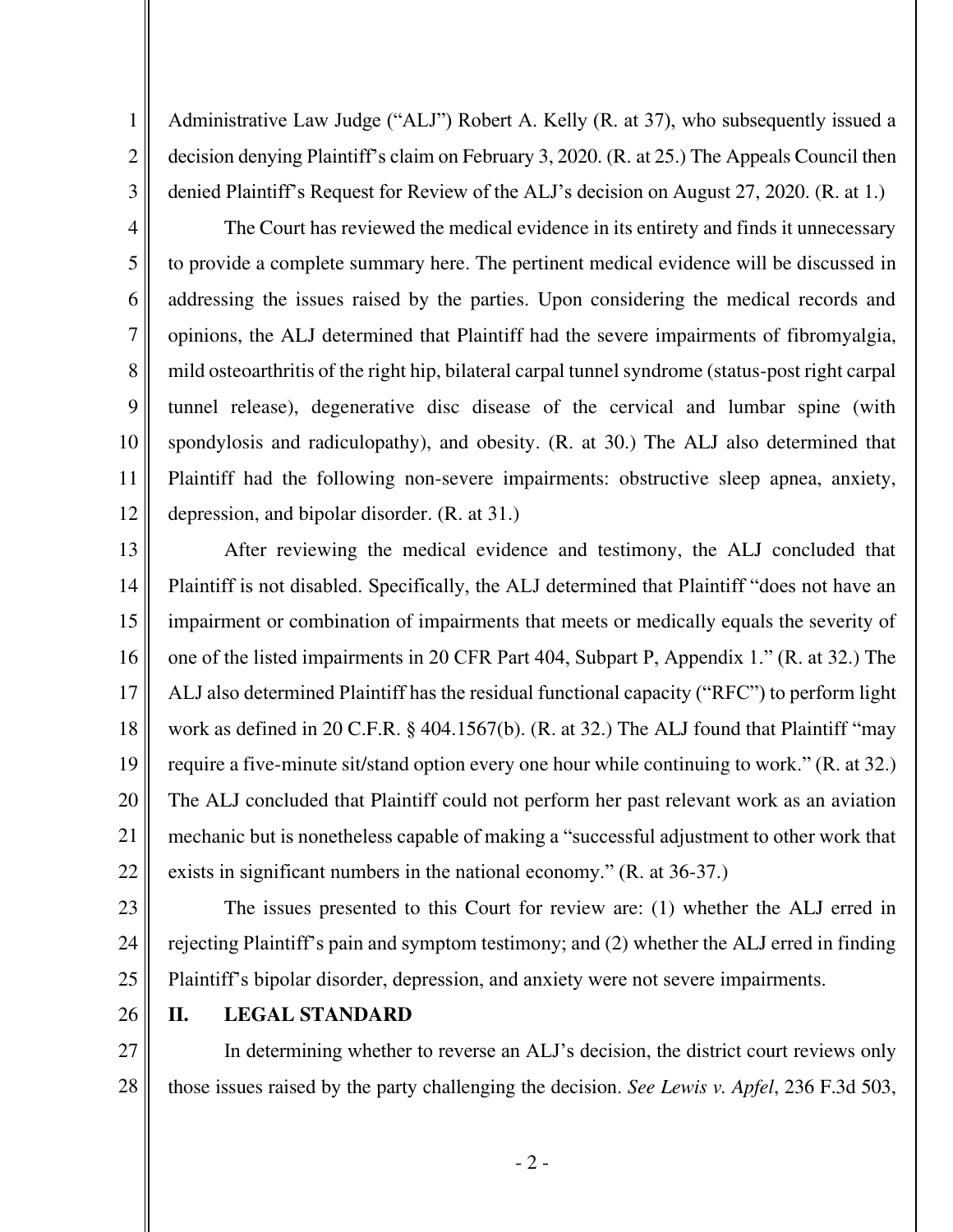Administrative Law Judge ("ALJ") Robert A. Kelly (R. at 37), who subsequently issued a decision denying Plaintiff's claim on February 3, 2020. (R. at 25.) The Appeals Council then denied Plaintiff's Request for Review of the ALJ's decision on August 27, 2020. (R. at 1.)

The Court has reviewed the medical evidence in its entirety and finds it unnecessary to provide a complete summary here. The pertinent medical evidence will be discussed in addressing the issues raised by the parties. Upon considering the medical records and opinions, the ALJ determined that Plaintiff had the severe impairments of fibromyalgia, mild osteoarthritis of the right hip, bilateral carpal tunnel syndrome (status-post right carpal tunnel release), degenerative disc disease of the cervical and lumbar spine (with spondylosis and radiculopathy), and obesity. (R. at 30.) The ALJ also determined that Plaintiff had the following non-severe impairments: obstructive sleep apnea, anxiety, depression, and bipolar disorder. (R. at 31.)

After reviewing the medical evidence and testimony, the ALJ concluded that Plaintiff is not disabled. Specifically, the ALJ determined that Plaintiff "does not have an impairment or combination of impairments that meets or medically equals the severity of one of the listed impairments in 20 CFR Part 404, Subpart P, Appendix 1." (R. at 32.) The ALJ also determined Plaintiff has the residual functional capacity ("RFC") to perform light work as defined in 20 C.F.R. § 404.1567(b). (R. at 32.) The ALJ found that Plaintiff "may require a five-minute sit/stand option every one hour while continuing to work." (R. at 32.) The ALJ concluded that Plaintiff could not perform her past relevant work as an aviation mechanic but is nonetheless capable of making a "successful adjustment to other work that exists in significant numbers in the national economy." (R. at 36-37.)

The issues presented to this Court for review are: (1) whether the ALJ erred in rejecting Plaintiff's pain and symptom testimony; and (2) whether the ALJ erred in finding Plaintiff's bipolar disorder, depression, and anxiety were not severe impairments.

## II. LEGAL STANDARD

In determining whether to reverse an ALJ's decision, the district court reviews only those issues raised by the party challenging the decision. *See Lewis v. Apfel*, 236 F.3d 503,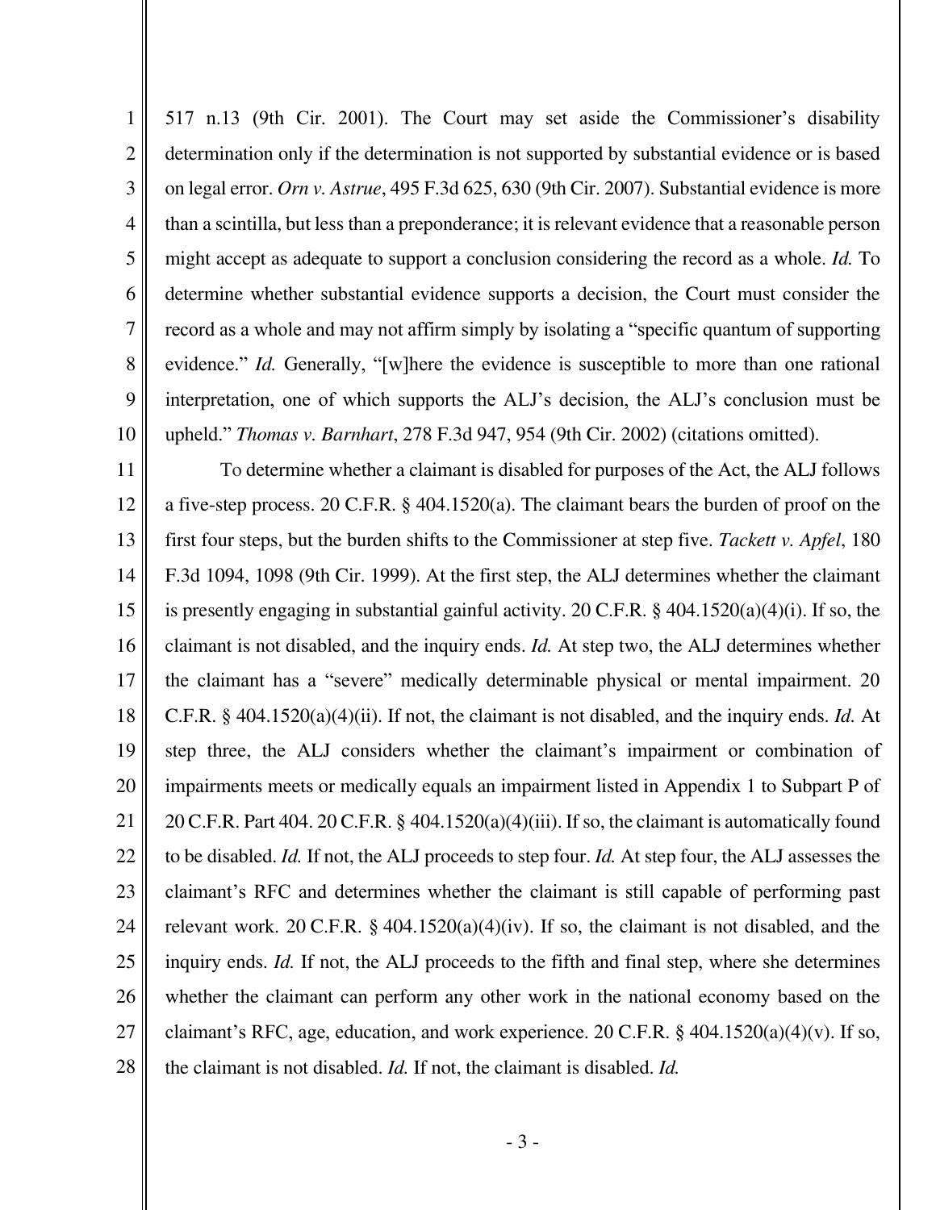517 n.13 (9th Cir. 2001). The Court may set aside the Commissioner's disability determination only if the determination is not supported by substantial evidence or is based on legal error. *Orn v. Astrue*, 495 F.3d 625, 630 (9th Cir. 2007). Substantial evidence is more than a scintilla, but less than a preponderance; it is relevant evidence that a reasonable person might accept as adequate to support a conclusion considering the record as a whole. *Id.* To determine whether substantial evidence supports a decision, the Court must consider the record as a whole and may not affirm simply by isolating a "specific quantum of supporting evidence." *Id.* Generally, "[w]here the evidence is susceptible to more than one rational interpretation, one of which supports the ALJ's decision, the ALJ's conclusion must be upheld." *Thomas v. Barnhart*, 278 F.3d 947, 954 (9th Cir. 2002) (citations omitted).

To determine whether a claimant is disabled for purposes of the Act, the ALJ follows a five-step process. 20 C.F.R. § 404.1520(a). The claimant bears the burden of proof on the first four steps, but the burden shifts to the Commissioner at step five. *Tackett v. Apfel*, 180 F.3d 1094, 1098 (9th Cir. 1999). At the first step, the ALJ determines whether the claimant is presently engaging in substantial gainful activity. 20 C.F.R. § 404.1520(a)(4)(i). If so, the claimant is not disabled, and the inquiry ends. *Id.* At step two, the ALJ determines whether the claimant has a "severe" medically determinable physical or mental impairment. 20 C.F.R. § 404.1520(a)(4)(ii). If not, the claimant is not disabled, and the inquiry ends. *Id.* At step three, the ALJ considers whether the claimant's impairment or combination of impairments meets or medically equals an impairment listed in Appendix 1 to Subpart P of 20 C.F.R. Part 404. 20 C.F.R. § 404.1520(a)(4)(iii). If so, the claimant is automatically found to be disabled. *Id.* If not, the ALJ proceeds to step four. *Id.* At step four, the ALJ assesses the claimant's RFC and determines whether the claimant is still capable of performing past relevant work. 20 C.F.R. § 404.1520(a)(4)(iv). If so, the claimant is not disabled, and the inquiry ends. *Id.* If not, the ALJ proceeds to the fifth and final step, where she determines whether the claimant can perform any other work in the national economy based on the claimant's RFC, age, education, and work experience. 20 C.F.R. § 404.1520(a)(4)(v). If so, the claimant is not disabled. *Id.* If not, the claimant is disabled. *Id.*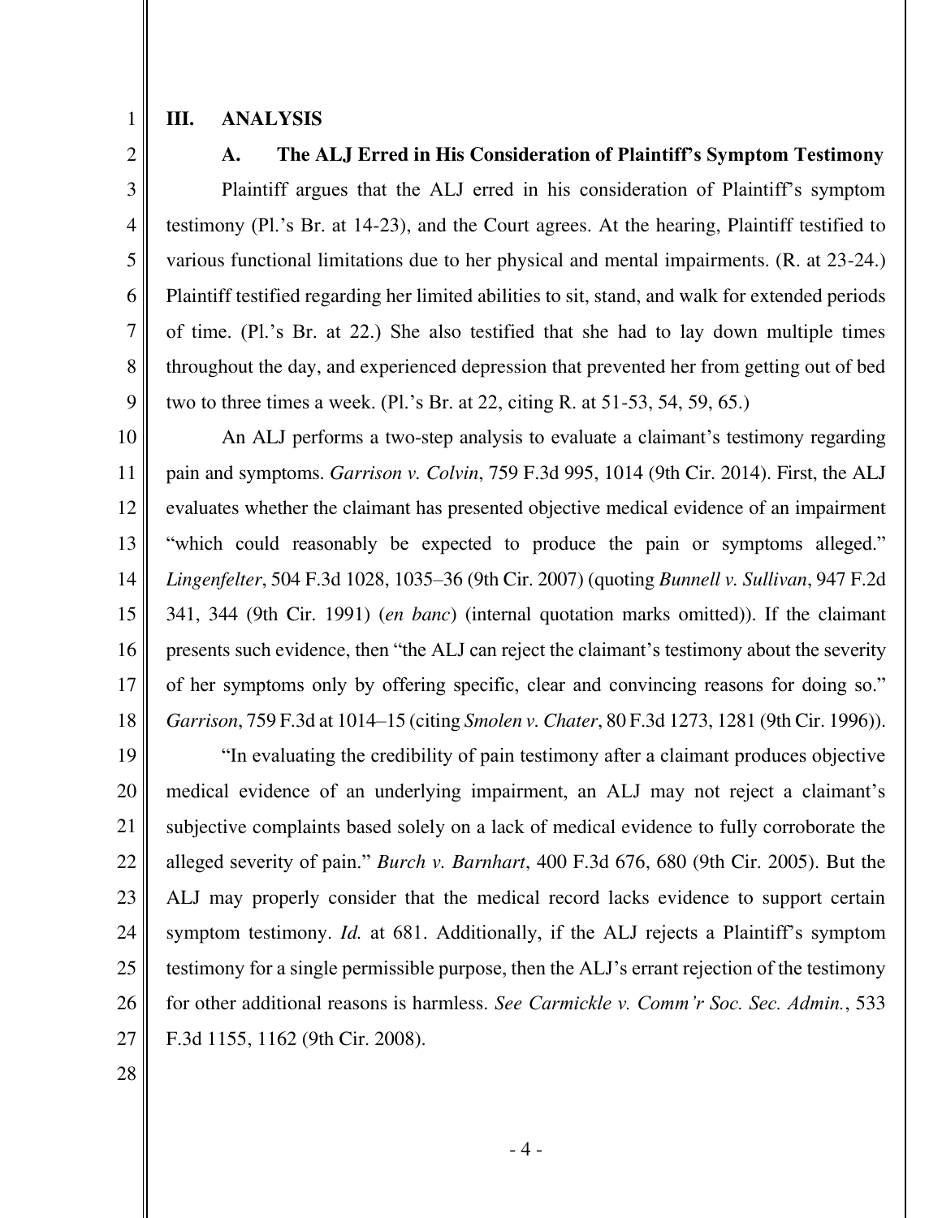## III. ANALYSIS

### A. The ALJ Erred in His Consideration of Plaintiff's Symptom Testimony

Plaintiff argues that the ALJ erred in his consideration of Plaintiff's symptom testimony (Pl.'s Br. at 14-23), and the Court agrees. At the hearing, Plaintiff testified to various functional limitations due to her physical and mental impairments. (R. at 23-24.) Plaintiff testified regarding her limited abilities to sit, stand, and walk for extended periods of time. (Pl.'s Br. at 22.) She also testified that she had to lay down multiple times throughout the day, and experienced depression that prevented her from getting out of bed two to three times a week. (Pl.'s Br. at 22, citing R. at 51-53, 54, 59, 65.)

An ALJ performs a two-step analysis to evaluate a claimant's testimony regarding pain and symptoms. *Garrison v. Colvin*, 759 F.3d 995, 1014 (9th Cir. 2014). First, the ALJ evaluates whether the claimant has presented objective medical evidence of an impairment "which could reasonably be expected to produce the pain or symptoms alleged." *Lingenfelter*, 504 F.3d 1028, 1035–36 (9th Cir. 2007) (quoting *Bunnell v. Sullivan*, 947 F.2d 341, 344 (9th Cir. 1991) (*en banc*) (internal quotation marks omitted)). If the claimant presents such evidence, then "the ALJ can reject the claimant's testimony about the severity of her symptoms only by offering specific, clear and convincing reasons for doing so." *Garrison*, 759 F.3d at 1014–15 (citing *Smolen v. Chater*, 80 F.3d 1273, 1281 (9th Cir. 1996)).

"In evaluating the credibility of pain testimony after a claimant produces objective medical evidence of an underlying impairment, an ALJ may not reject a claimant's subjective complaints based solely on a lack of medical evidence to fully corroborate the alleged severity of pain." *Burch v. Barnhart*, 400 F.3d 676, 680 (9th Cir. 2005). But the ALJ may properly consider that the medical record lacks evidence to support certain symptom testimony. *Id.* at 681. Additionally, if the ALJ rejects a Plaintiff's symptom testimony for a single permissible purpose, then the ALJ's errant rejection of the testimony for other additional reasons is harmless. *See Carmickle v. Comm'r Soc. Sec. Admin.*, 533 F.3d 1155, 1162 (9th Cir. 2008).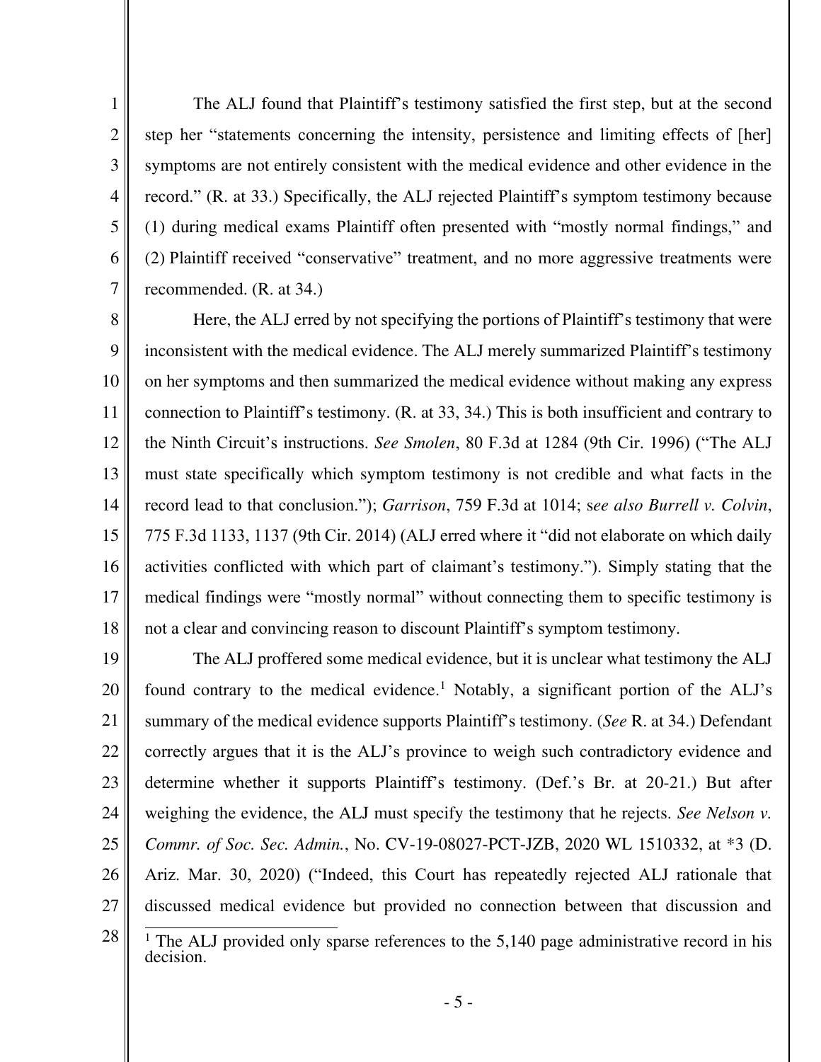The ALJ found that Plaintiff's testimony satisfied the first step, but at the second step her "statements concerning the intensity, persistence and limiting effects of [her] symptoms are not entirely consistent with the medical evidence and other evidence in the record." (R. at 33.) Specifically, the ALJ rejected Plaintiff's symptom testimony because (1) during medical exams Plaintiff often presented with "mostly normal findings," and (2) Plaintiff received "conservative" treatment, and no more aggressive treatments were recommended. (R. at 34.)

Here, the ALJ erred by not specifying the portions of Plaintiff's testimony that were inconsistent with the medical evidence. The ALJ merely summarized Plaintiff's testimony on her symptoms and then summarized the medical evidence without making any express connection to Plaintiff's testimony. (R. at 33, 34.) This is both insufficient and contrary to the Ninth Circuit's instructions. *See Smolen*, 80 F.3d at 1284 (9th Cir. 1996) ("The ALJ must state specifically which symptom testimony is not credible and what facts in the record lead to that conclusion."); *Garrison*, 759 F.3d at 1014; s*ee also Burrell v. Colvin*, 775 F.3d 1133, 1137 (9th Cir. 2014) (ALJ erred where it "did not elaborate on which daily activities conflicted with which part of claimant's testimony."). Simply stating that the medical findings were "mostly normal" without connecting them to specific testimony is not a clear and convincing reason to discount Plaintiff's symptom testimony.

The ALJ proffered some medical evidence, but it is unclear what testimony the ALJ found contrary to the medical evidence.[1] Notably, a significant portion of the ALJ's summary of the medical evidence supports Plaintiff's testimony. (*See* R. at 34.) Defendant correctly argues that it is the ALJ's province to weigh such contradictory evidence and determine whether it supports Plaintiff's testimony. (Def.'s Br. at 20-21.) But after weighing the evidence, the ALJ must specify the testimony that he rejects. *See Nelson v. Commr. of Soc. Sec. Admin.*, No. CV-19-08027-PCT-JZB, 2020 WL 1510332, at *3 (D. Ariz. Mar. 30, 2020) ("Indeed, this Court has repeatedly rejected ALJ rationale that discussed medical evidence but provided no connection between that discussion and

[1] The ALJ provided only sparse references to the 5,140 page administrative record in his decision.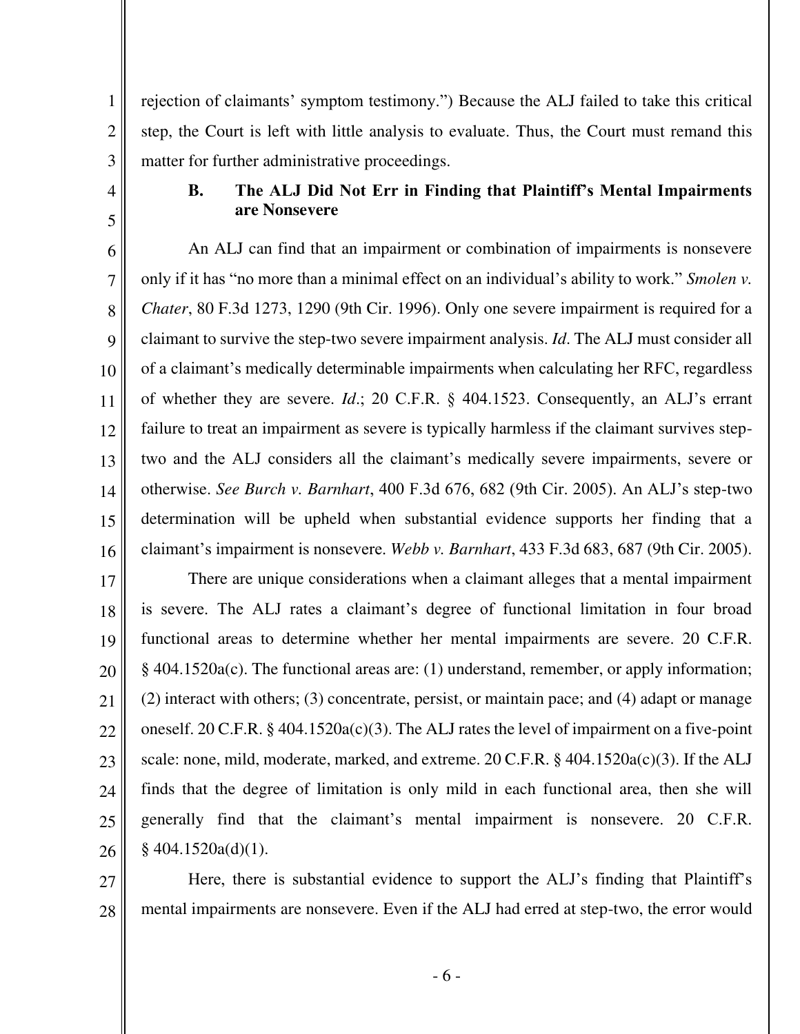rejection of claimants' symptom testimony.") Because the ALJ failed to take this critical step, the Court is left with little analysis to evaluate. Thus, the Court must remand this matter for further administrative proceedings.

### B. The ALJ Did Not Err in Finding that Plaintiff's Mental Impairments are Nonsevere

An ALJ can find that an impairment or combination of impairments is nonsevere only if it has "no more than a minimal effect on an individual's ability to work." *Smolen v. Chater*, 80 F.3d 1273, 1290 (9th Cir. 1996). Only one severe impairment is required for a claimant to survive the step-two severe impairment analysis. *Id*. The ALJ must consider all of a claimant's medically determinable impairments when calculating her RFC, regardless of whether they are severe. *Id*.; 20 C.F.R. § 404.1523. Consequently, an ALJ's errant failure to treat an impairment as severe is typically harmless if the claimant survives step-two and the ALJ considers all the claimant's medically severe impairments, severe or otherwise. *See Burch v. Barnhart*, 400 F.3d 676, 682 (9th Cir. 2005). An ALJ's step-two determination will be upheld when substantial evidence supports her finding that a claimant's impairment is nonsevere. *Webb v. Barnhart*, 433 F.3d 683, 687 (9th Cir. 2005).

There are unique considerations when a claimant alleges that a mental impairment is severe. The ALJ rates a claimant's degree of functional limitation in four broad functional areas to determine whether her mental impairments are severe. 20 C.F.R. § 404.1520a(c). The functional areas are: (1) understand, remember, or apply information; (2) interact with others; (3) concentrate, persist, or maintain pace; and (4) adapt or manage oneself. 20 C.F.R. § 404.1520a(c)(3). The ALJ rates the level of impairment on a five-point scale: none, mild, moderate, marked, and extreme. 20 C.F.R. § 404.1520a(c)(3). If the ALJ finds that the degree of limitation is only mild in each functional area, then she will generally find that the claimant's mental impairment is nonsevere. 20 C.F.R. § 404.1520a(d)(1).

Here, there is substantial evidence to support the ALJ's finding that Plaintiff's mental impairments are nonsevere. Even if the ALJ had erred at step-two, the error would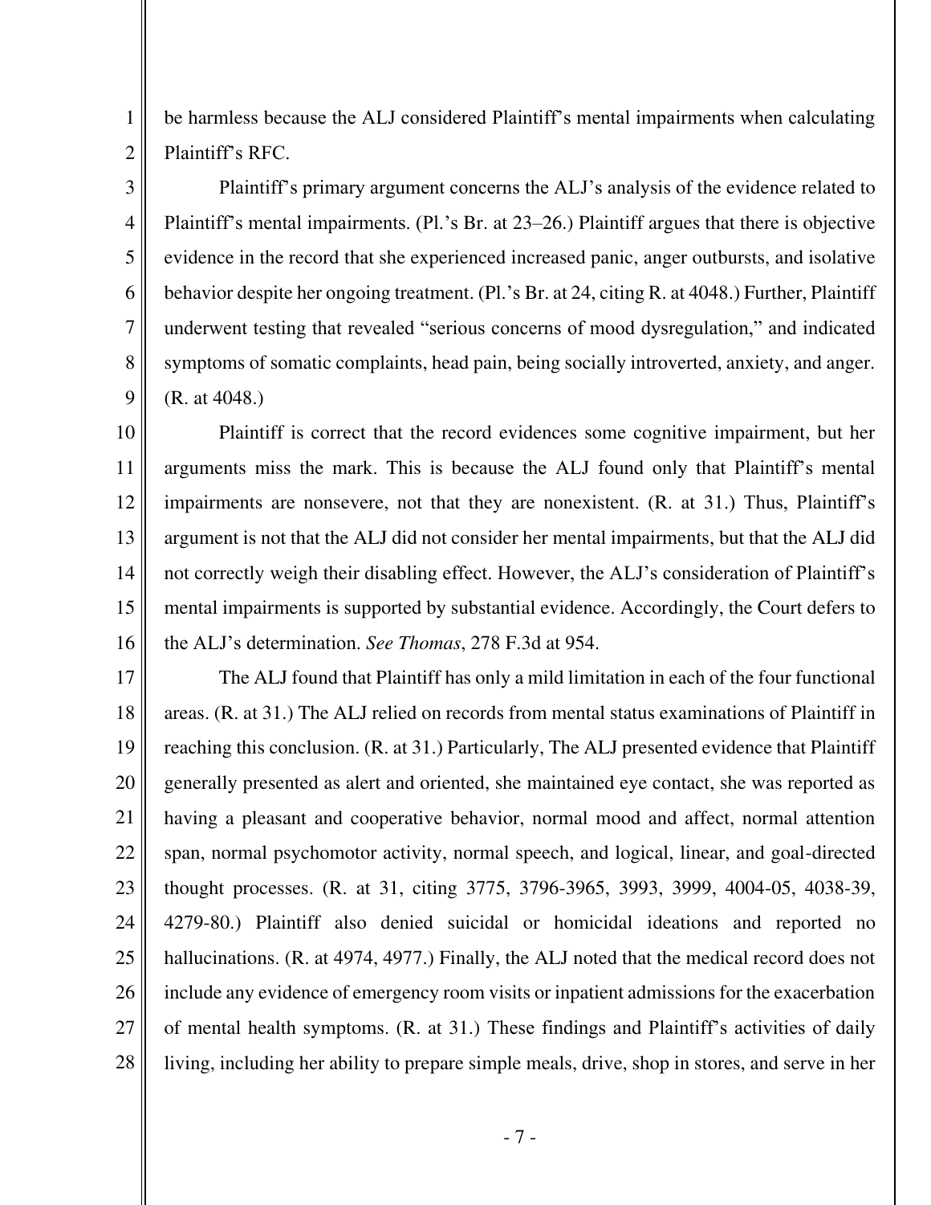be harmless because the ALJ considered Plaintiff's mental impairments when calculating Plaintiff's RFC.

Plaintiff's primary argument concerns the ALJ's analysis of the evidence related to Plaintiff's mental impairments. (Pl.'s Br. at 23–26.) Plaintiff argues that there is objective evidence in the record that she experienced increased panic, anger outbursts, and isolative behavior despite her ongoing treatment. (Pl.'s Br. at 24, citing R. at 4048.) Further, Plaintiff underwent testing that revealed "serious concerns of mood dysregulation," and indicated symptoms of somatic complaints, head pain, being socially introverted, anxiety, and anger. (R. at 4048.)

Plaintiff is correct that the record evidences some cognitive impairment, but her arguments miss the mark. This is because the ALJ found only that Plaintiff's mental impairments are nonsevere, not that they are nonexistent. (R. at 31.) Thus, Plaintiff's argument is not that the ALJ did not consider her mental impairments, but that the ALJ did not correctly weigh their disabling effect. However, the ALJ's consideration of Plaintiff's mental impairments is supported by substantial evidence. Accordingly, the Court defers to the ALJ's determination. *See Thomas*, 278 F.3d at 954.

The ALJ found that Plaintiff has only a mild limitation in each of the four functional areas. (R. at 31.) The ALJ relied on records from mental status examinations of Plaintiff in reaching this conclusion. (R. at 31.) Particularly, The ALJ presented evidence that Plaintiff generally presented as alert and oriented, she maintained eye contact, she was reported as having a pleasant and cooperative behavior, normal mood and affect, normal attention span, normal psychomotor activity, normal speech, and logical, linear, and goal-directed thought processes. (R. at 31, citing 3775, 3796-3965, 3993, 3999, 4004-05, 4038-39, 4279-80.) Plaintiff also denied suicidal or homicidal ideations and reported no hallucinations. (R. at 4974, 4977.) Finally, the ALJ noted that the medical record does not include any evidence of emergency room visits or inpatient admissions for the exacerbation of mental health symptoms. (R. at 31.) These findings and Plaintiff's activities of daily living, including her ability to prepare simple meals, drive, shop in stores, and serve in her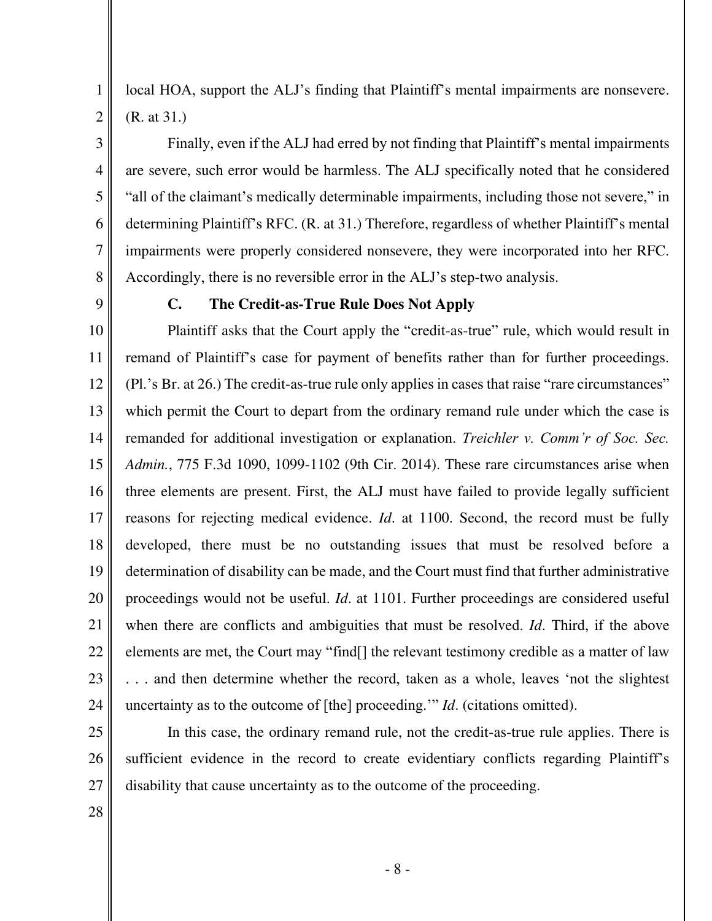local HOA, support the ALJ's finding that Plaintiff's mental impairments are nonsevere. (R. at 31.)

Finally, even if the ALJ had erred by not finding that Plaintiff's mental impairments are severe, such error would be harmless. The ALJ specifically noted that he considered "all of the claimant's medically determinable impairments, including those not severe," in determining Plaintiff's RFC. (R. at 31.) Therefore, regardless of whether Plaintiff's mental impairments were properly considered nonsevere, they were incorporated into her RFC. Accordingly, there is no reversible error in the ALJ's step-two analysis.

### C. The Credit-as-True Rule Does Not Apply

Plaintiff asks that the Court apply the "credit-as-true" rule, which would result in remand of Plaintiff's case for payment of benefits rather than for further proceedings. (Pl.'s Br. at 26.) The credit-as-true rule only applies in cases that raise "rare circumstances" which permit the Court to depart from the ordinary remand rule under which the case is remanded for additional investigation or explanation. *Treichler v. Comm'r of Soc. Sec. Admin.*, 775 F.3d 1090, 1099-1102 (9th Cir. 2014). These rare circumstances arise when three elements are present. First, the ALJ must have failed to provide legally sufficient reasons for rejecting medical evidence. *Id*. at 1100. Second, the record must be fully developed, there must be no outstanding issues that must be resolved before a determination of disability can be made, and the Court must find that further administrative proceedings would not be useful. *Id*. at 1101. Further proceedings are considered useful when there are conflicts and ambiguities that must be resolved. *Id*. Third, if the above elements are met, the Court may "find[] the relevant testimony credible as a matter of law . . . and then determine whether the record, taken as a whole, leaves 'not the slightest uncertainty as to the outcome of [the] proceeding.'" *Id*. (citations omitted).

In this case, the ordinary remand rule, not the credit-as-true rule applies. There is sufficient evidence in the record to create evidentiary conflicts regarding Plaintiff's disability that cause uncertainty as to the outcome of the proceeding.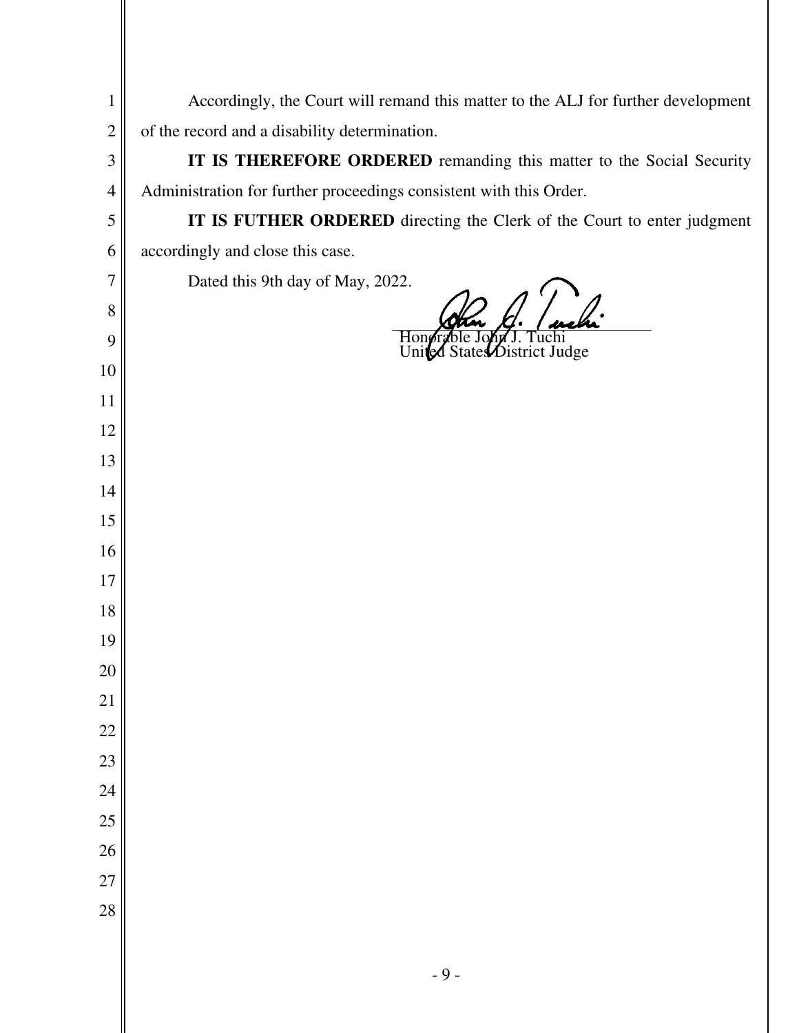Accordingly, the Court will remand this matter to the ALJ for further development of the record and a disability determination.

**IT IS THEREFORE ORDERED** remanding this matter to the Social Security Administration for further proceedings consistent with this Order.

**IT IS FUTHER ORDERED** directing the Clerk of the Court to enter judgment accordingly and close this case.

Dated this 9th day of May, 2022.

Honorable John J. Tuchi
United States District Judge